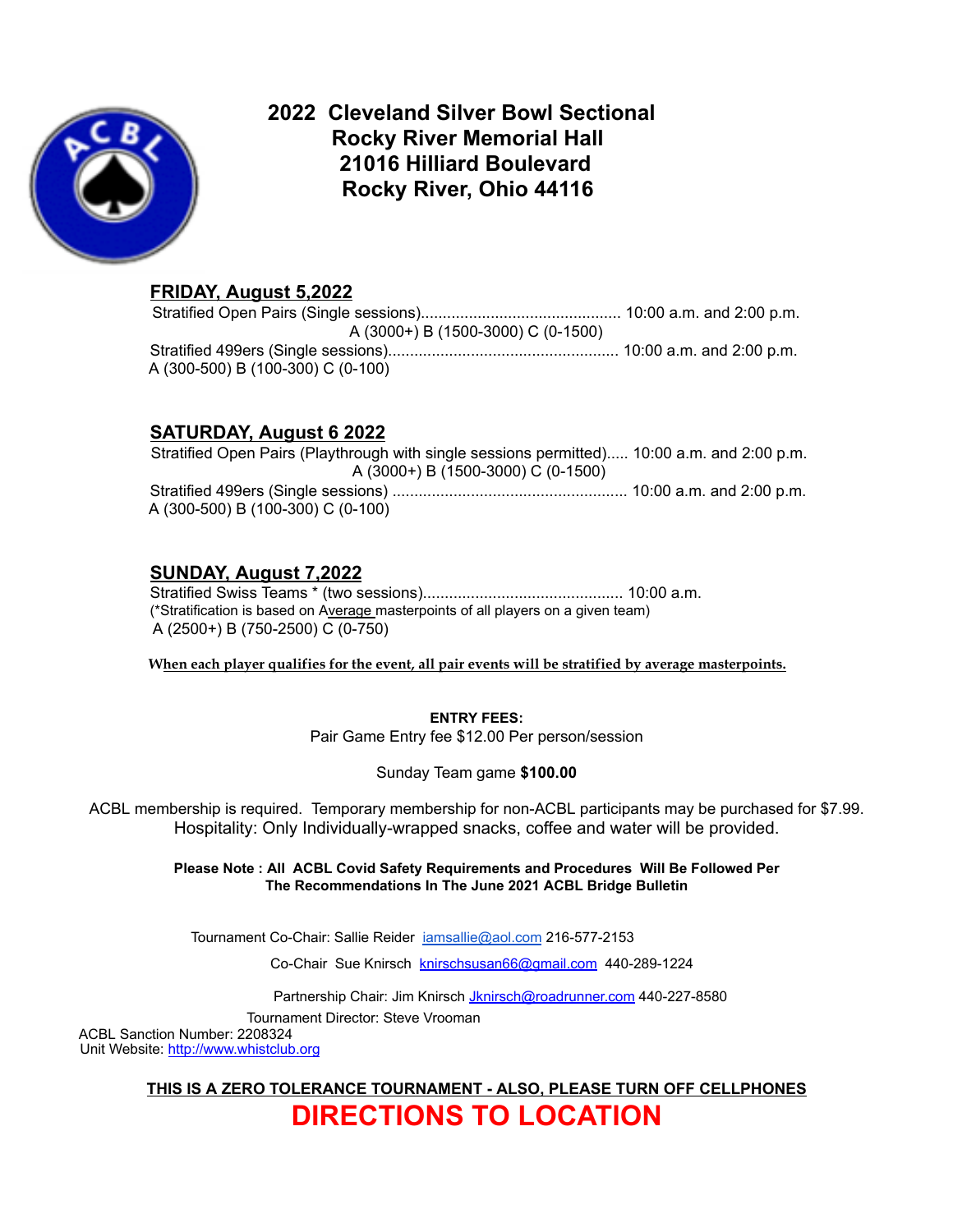# 2022 Cleveland Silver Bowl Sectional
# Rocky River Memorial Hall
# 21016 Hilliard Boulevard
# Rocky River, Ohio 44116

## FRIDAY, August 5,2022

Stratified Open Pairs (Single sessions)............................................. 10:00 a.m. and 2:00 p.m.
A (3000+) B (1500-3000) C (0-1500)

Stratified 499ers (Single sessions).................................................... 10:00 a.m. and 2:00 p.m.
A (300-500) B (100-300) C (0-100)

## SATURDAY, August 6 2022

Stratified Open Pairs (Playthrough with single sessions permitted)..... 10:00 a.m. and 2:00 p.m.
A (3000+) B (1500-3000) C (0-1500)

Stratified 499ers (Single sessions) ..................................................... 10:00 a.m. and 2:00 p.m.
A (300-500) B (100-300) C (0-100)

## SUNDAY, August 7,2022

Stratified Swiss Teams * (two sessions)............................................. 10:00 a.m.
(*Stratification is based on Average masterpoints of all players on a given team)
A (2500+) B (750-2500) C (0-750)

**When each player qualifies for the event, all pair events will be stratified by average masterpoints.**

**ENTRY FEES:**

Pair Game Entry fee $12.00 Per person/session

Sunday Team game **$100.00**

ACBL membership is required. Temporary membership for non-ACBL participants may be purchased for $7.99.
Hospitality: Only Individually-wrapped snacks, coffee and water will be provided.

**Please Note : All ACBL Covid Safety Requirements and Procedures Will Be Followed Per The Recommendations In The June 2021 ACBL Bridge Bulletin**

Tournament Co-Chair: Sallie Reider iamsallie@aol.com 216-577-2153

Co-Chair Sue Knirsch knirschsusan66@gmail.com 440-289-1224

Partnership Chair: Jim Knirsch Jknirsch@roadrunner.com 440-227-8580

Tournament Director: Steve Vrooman

ACBL Sanction Number: 2208324
Unit Website: http://www.whistclub.org

**THIS IS A ZERO TOLERANCE TOURNAMENT - ALSO, PLEASE TURN OFF CELLPHONES**

## DIRECTIONS TO LOCATION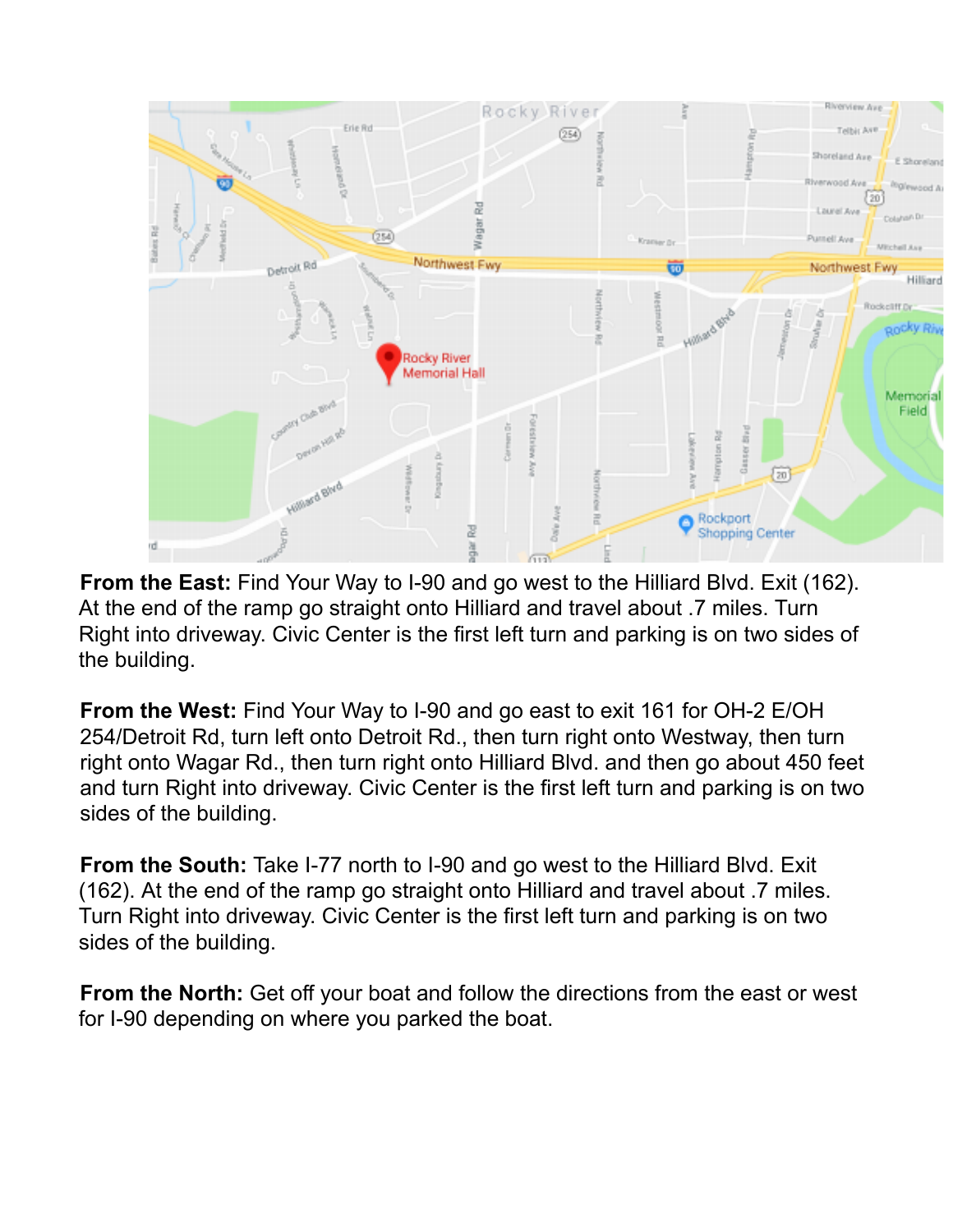**From the East:** Find Your Way to I-90 and go west to the Hilliard Blvd. Exit (162). At the end of the ramp go straight onto Hilliard and travel about .7 miles. Turn Right into driveway. Civic Center is the first left turn and parking is on two sides of the building.

**From the West:** Find Your Way to I-90 and go east to exit 161 for OH-2 E/OH 254/Detroit Rd, turn left onto Detroit Rd., then turn right onto Westway, then turn right onto Wagar Rd., then turn right onto Hilliard Blvd. and then go about 450 feet and turn Right into driveway. Civic Center is the first left turn and parking is on two sides of the building.

**From the South:** Take I-77 north to I-90 and go west to the Hilliard Blvd. Exit (162). At the end of the ramp go straight onto Hilliard and travel about .7 miles. Turn Right into driveway. Civic Center is the first left turn and parking is on two sides of the building.

**From the North:** Get off your boat and follow the directions from the east or west for I-90 depending on where you parked the boat.